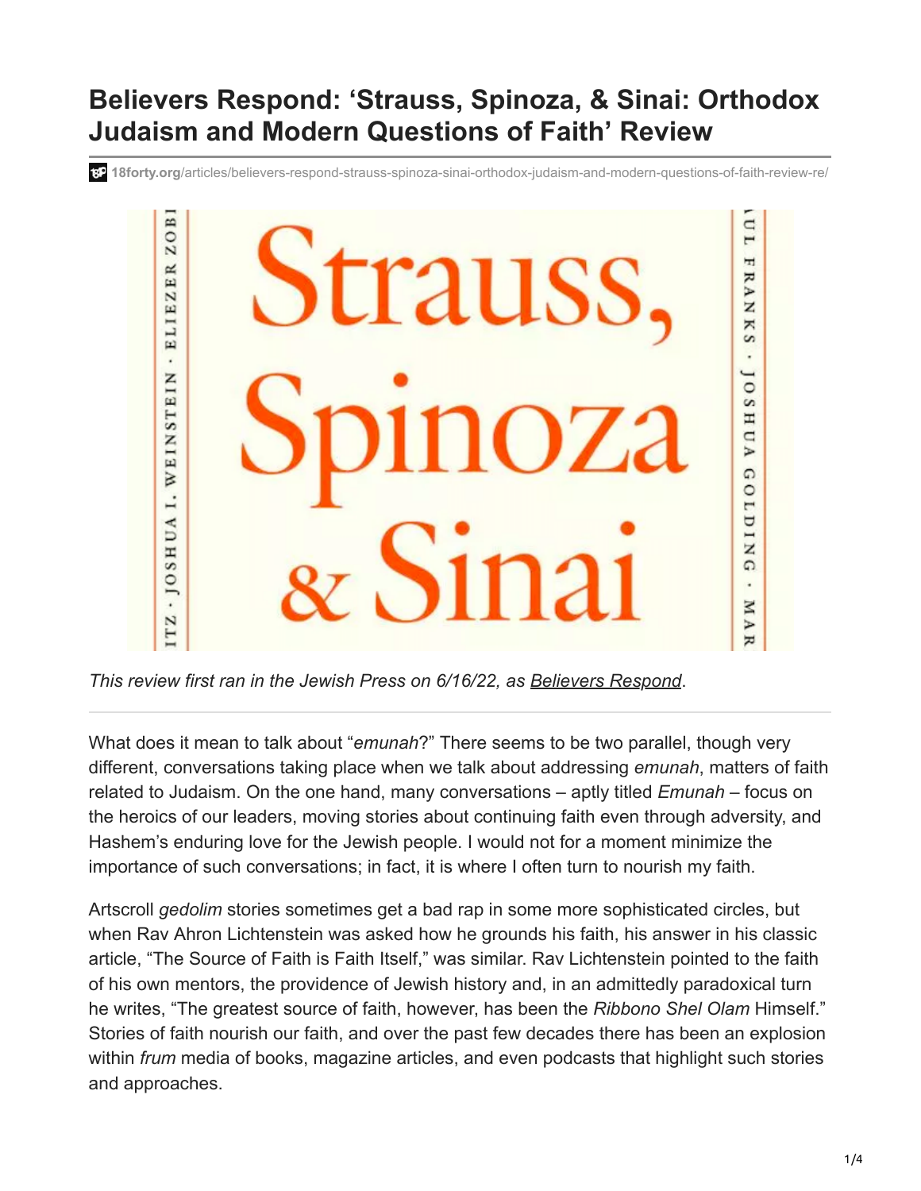# Believers Respond: 'Strauss, Spinoza, & Sinai: Orthodox Judaism and Modern Questions of Faith' Review

18forty.org/articles/believers-respond-strauss-spinoza-sinai-orthodox-judaism-and-modern-questions-of-faith-review-re/

*This review first ran in the Jewish Press on 6/16/22, as Believers Respond.*

---

What does it mean to talk about "*emunah*?" There seems to be two parallel, though very different, conversations taking place when we talk about addressing *emunah*, matters of faith related to Judaism. On the one hand, many conversations – aptly titled *Emunah* – focus on the heroics of our leaders, moving stories about continuing faith even through adversity, and Hashem's enduring love for the Jewish people. I would not for a moment minimize the importance of such conversations; in fact, it is where I often turn to nourish my faith.

Artscroll *gedolim* stories sometimes get a bad rap in some more sophisticated circles, but when Rav Ahron Lichtenstein was asked how he grounds his faith, his answer in his classic article, "The Source of Faith is Faith Itself," was similar. Rav Lichtenstein pointed to the faith of his own mentors, the providence of Jewish history and, in an admittedly paradoxical turn he writes, "The greatest source of faith, however, has been the *Ribbono Shel Olam* Himself." Stories of faith nourish our faith, and over the past few decades there has been an explosion within *frum* media of books, magazine articles, and even podcasts that highlight such stories and approaches.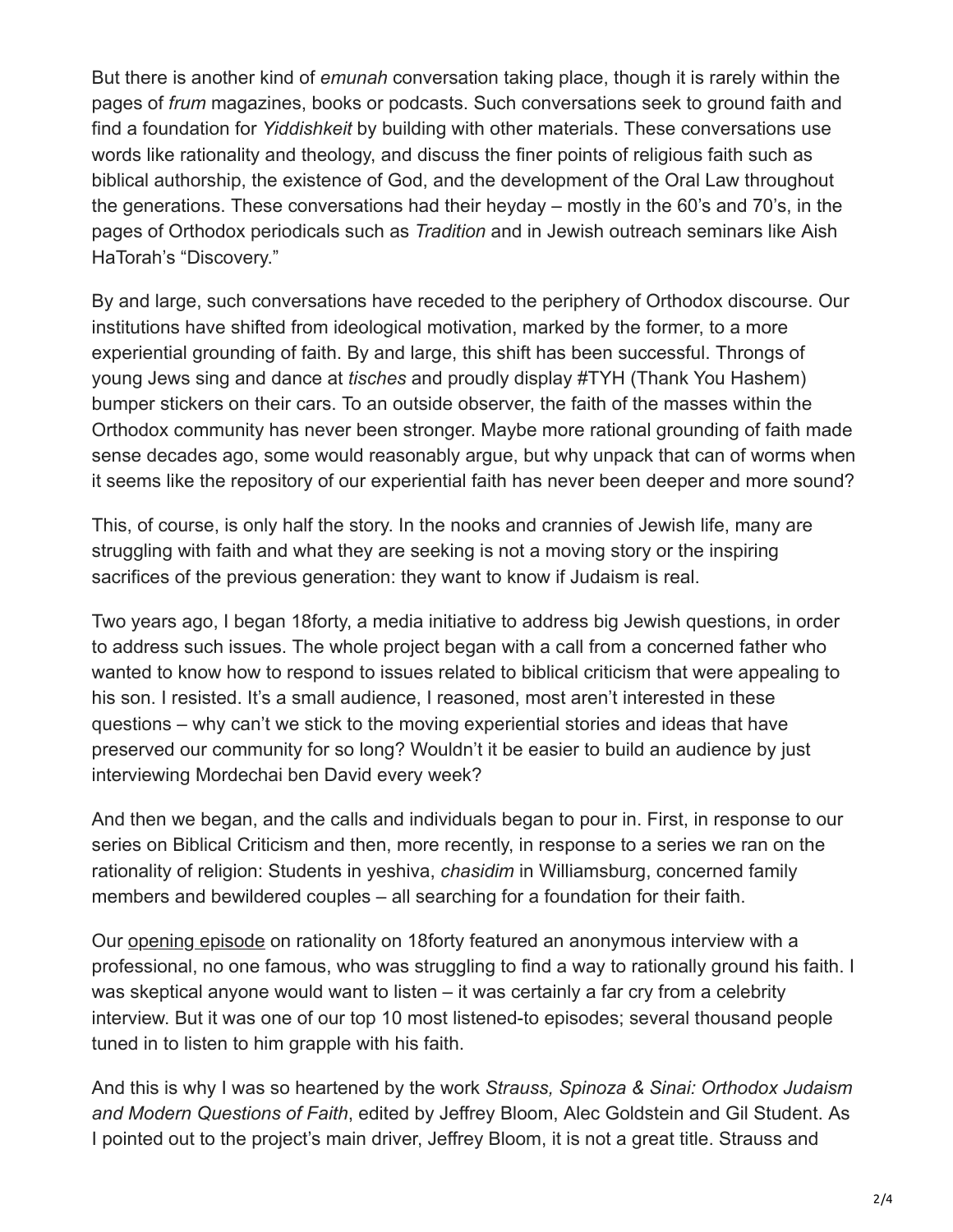But there is another kind of *emunah* conversation taking place, though it is rarely within the pages of *frum* magazines, books or podcasts. Such conversations seek to ground faith and find a foundation for *Yiddishkeit* by building with other materials. These conversations use words like rationality and theology, and discuss the finer points of religious faith such as biblical authorship, the existence of God, and the development of the Oral Law throughout the generations. These conversations had their heyday – mostly in the 60's and 70's, in the pages of Orthodox periodicals such as *Tradition* and in Jewish outreach seminars like Aish HaTorah's "Discovery."

By and large, such conversations have receded to the periphery of Orthodox discourse. Our institutions have shifted from ideological motivation, marked by the former, to a more experiential grounding of faith. By and large, this shift has been successful. Throngs of young Jews sing and dance at *tisches* and proudly display #TYH (Thank You Hashem) bumper stickers on their cars. To an outside observer, the faith of the masses within the Orthodox community has never been stronger. Maybe more rational grounding of faith made sense decades ago, some would reasonably argue, but why unpack that can of worms when it seems like the repository of our experiential faith has never been deeper and more sound?

This, of course, is only half the story. In the nooks and crannies of Jewish life, many are struggling with faith and what they are seeking is not a moving story or the inspiring sacrifices of the previous generation: they want to know if Judaism is real.

Two years ago, I began 18forty, a media initiative to address big Jewish questions, in order to address such issues. The whole project began with a call from a concerned father who wanted to know how to respond to issues related to biblical criticism that were appealing to his son. I resisted. It's a small audience, I reasoned, most aren't interested in these questions – why can't we stick to the moving experiential stories and ideas that have preserved our community for so long? Wouldn't it be easier to build an audience by just interviewing Mordechai ben David every week?

And then we began, and the calls and individuals began to pour in. First, in response to our series on Biblical Criticism and then, more recently, in response to a series we ran on the rationality of religion: Students in yeshiva, *chasidim* in Williamsburg, concerned family members and bewildered couples – all searching for a foundation for their faith.

Our opening episode on rationality on 18forty featured an anonymous interview with a professional, no one famous, who was struggling to find a way to rationally ground his faith. I was skeptical anyone would want to listen – it was certainly a far cry from a celebrity interview. But it was one of our top 10 most listened-to episodes; several thousand people tuned in to listen to him grapple with his faith.

And this is why I was so heartened by the work *Strauss, Spinoza & Sinai: Orthodox Judaism and Modern Questions of Faith*, edited by Jeffrey Bloom, Alec Goldstein and Gil Student. As I pointed out to the project's main driver, Jeffrey Bloom, it is not a great title. Strauss and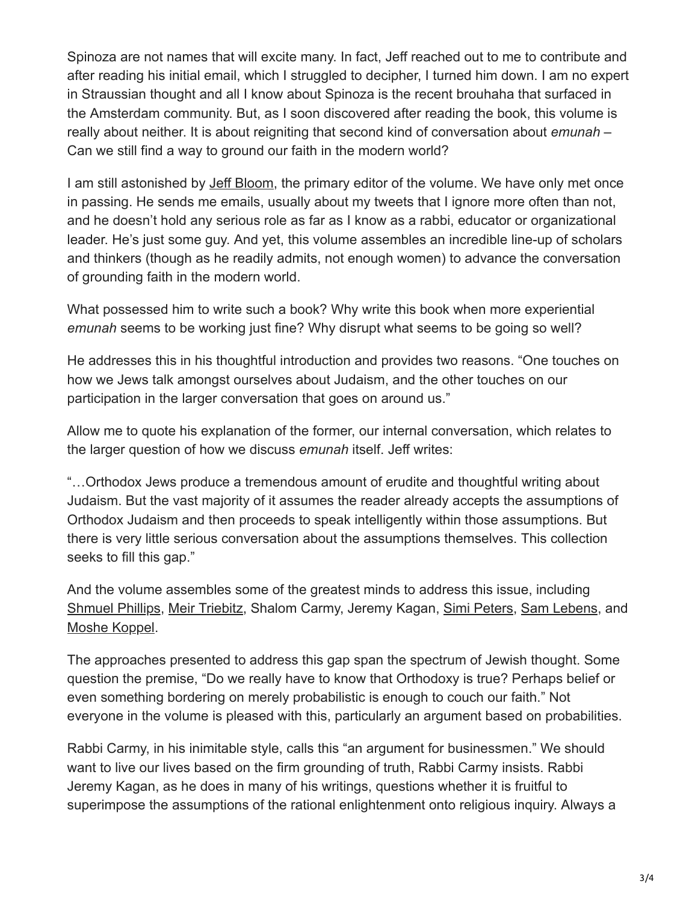Spinoza are not names that will excite many. In fact, Jeff reached out to me to contribute and after reading his initial email, which I struggled to decipher, I turned him down. I am no expert in Straussian thought and all I know about Spinoza is the recent brouhaha that surfaced in the Amsterdam community. But, as I soon discovered after reading the book, this volume is really about neither. It is about reigniting that second kind of conversation about *emunah* – Can we still find a way to ground our faith in the modern world?

I am still astonished by Jeff Bloom, the primary editor of the volume. We have only met once in passing. He sends me emails, usually about my tweets that I ignore more often than not, and he doesn't hold any serious role as far as I know as a rabbi, educator or organizational leader. He's just some guy. And yet, this volume assembles an incredible line-up of scholars and thinkers (though as he readily admits, not enough women) to advance the conversation of grounding faith in the modern world.

What possessed him to write such a book? Why write this book when more experiential *emunah* seems to be working just fine? Why disrupt what seems to be going so well?

He addresses this in his thoughtful introduction and provides two reasons. "One touches on how we Jews talk amongst ourselves about Judaism, and the other touches on our participation in the larger conversation that goes on around us."

Allow me to quote his explanation of the former, our internal conversation, which relates to the larger question of how we discuss *emunah* itself. Jeff writes:

"…Orthodox Jews produce a tremendous amount of erudite and thoughtful writing about Judaism. But the vast majority of it assumes the reader already accepts the assumptions of Orthodox Judaism and then proceeds to speak intelligently within those assumptions. But there is very little serious conversation about the assumptions themselves. This collection seeks to fill this gap."

And the volume assembles some of the greatest minds to address this issue, including Shmuel Phillips, Meir Triebitz, Shalom Carmy, Jeremy Kagan, Simi Peters, Sam Lebens, and Moshe Koppel.

The approaches presented to address this gap span the spectrum of Jewish thought. Some question the premise, "Do we really have to know that Orthodoxy is true? Perhaps belief or even something bordering on merely probabilistic is enough to couch our faith." Not everyone in the volume is pleased with this, particularly an argument based on probabilities.

Rabbi Carmy, in his inimitable style, calls this "an argument for businessmen." We should want to live our lives based on the firm grounding of truth, Rabbi Carmy insists. Rabbi Jeremy Kagan, as he does in many of his writings, questions whether it is fruitful to superimpose the assumptions of the rational enlightenment onto religious inquiry. Always a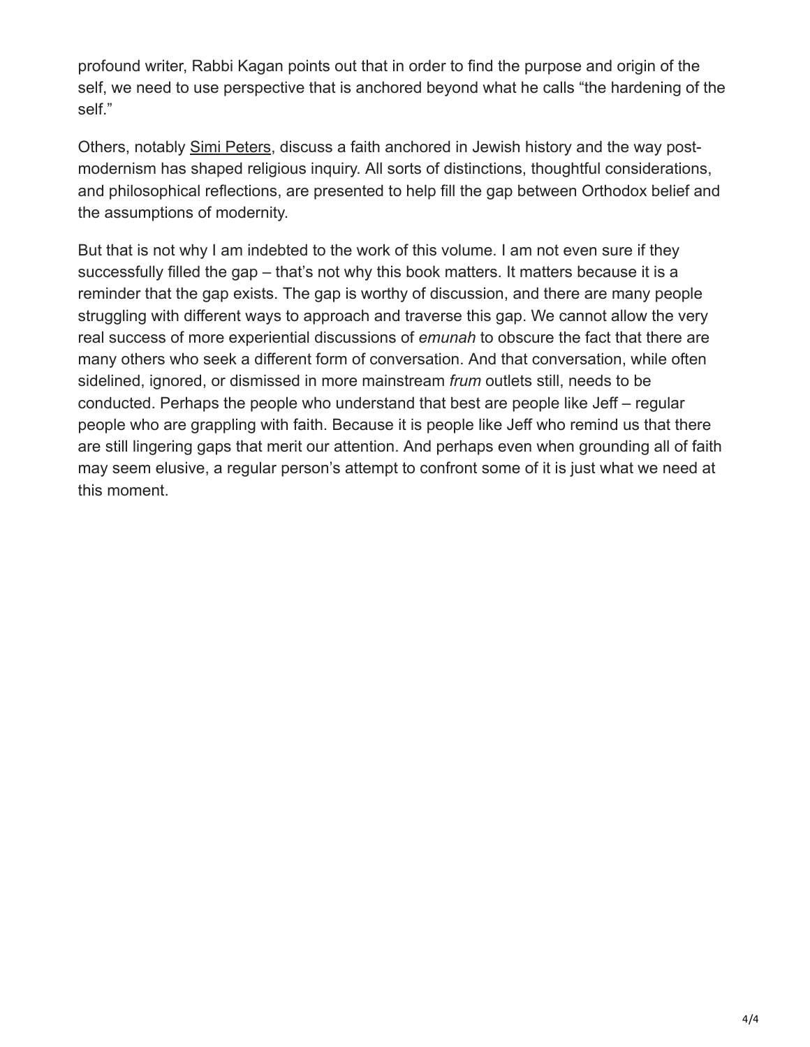profound writer, Rabbi Kagan points out that in order to find the purpose and origin of the self, we need to use perspective that is anchored beyond what he calls "the hardening of the self."

Others, notably Simi Peters, discuss a faith anchored in Jewish history and the way post-modernism has shaped religious inquiry. All sorts of distinctions, thoughtful considerations, and philosophical reflections, are presented to help fill the gap between Orthodox belief and the assumptions of modernity.

But that is not why I am indebted to the work of this volume. I am not even sure if they successfully filled the gap – that's not why this book matters. It matters because it is a reminder that the gap exists. The gap is worthy of discussion, and there are many people struggling with different ways to approach and traverse this gap. We cannot allow the very real success of more experiential discussions of *emunah* to obscure the fact that there are many others who seek a different form of conversation. And that conversation, while often sidelined, ignored, or dismissed in more mainstream *frum* outlets still, needs to be conducted. Perhaps the people who understand that best are people like Jeff – regular people who are grappling with faith. Because it is people like Jeff who remind us that there are still lingering gaps that merit our attention. And perhaps even when grounding all of faith may seem elusive, a regular person's attempt to confront some of it is just what we need at this moment.